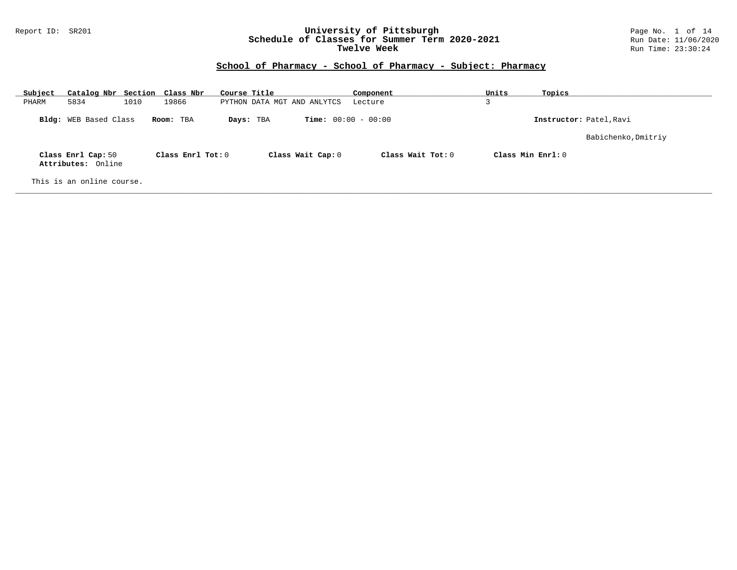Report ID: SR201

# University of Pittsburgh
## Schedule of Classes for Summer Term 2020-2021
### Twelve Week

Run Date: 11/06/2020
Run Time: 23:30:24

## School of Pharmacy - School of Pharmacy - Subject: Pharmacy

| Subject | Catalog Nbr | Section | Class Nbr | Course Title | Component | Units | Topics |
|---|---|---|---|---|---|---|---|
| PHARM | 5834 | 1010 | 19866 | PYTHON DATA MGT AND ANLYTCS | Lecture | 3 | |

**Bldg:** WEB Based Class **Room:** TBA **Days:** TBA **Time:** 00:00 - 00:00 **Instructor:** Patel,Ravi

Babichenko,Dmitriy

**Class Enrl Cap:** 50 **Class Enrl Tot:** 0 **Class Wait Cap:** 0 **Class Wait Tot:** 0 **Class Min Enrl:** 0

**Attributes:** Online

This is an online course.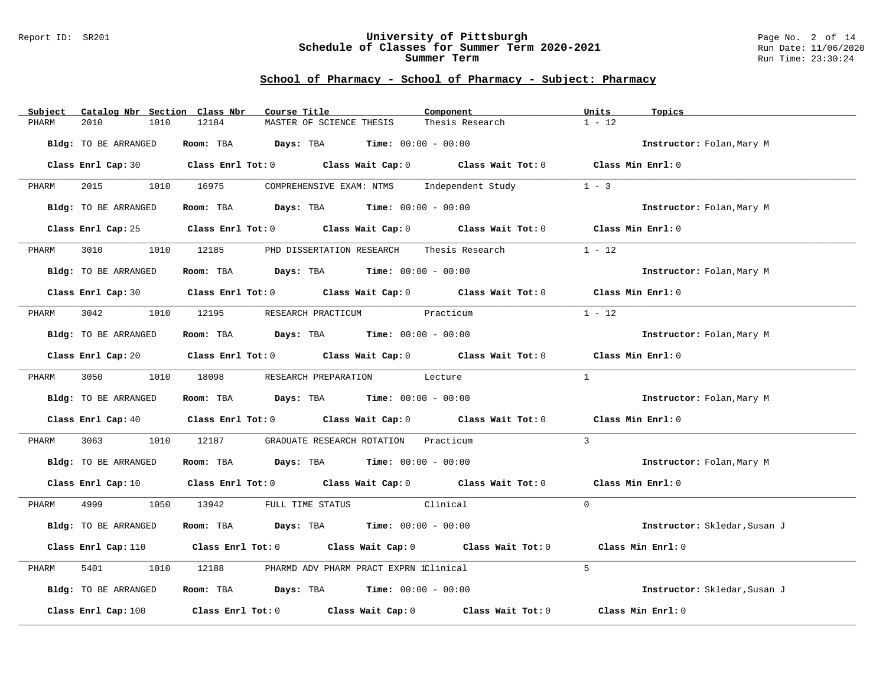## School of Pharmacy - School of Pharmacy - Subject: Pharmacy

| Subject | Catalog Nbr | Section | Class Nbr | Course Title | Component | Units | Topics |
|---|---|---|---|---|---|---|---|
| PHARM | 2010 | 1010 | 12184 | MASTER OF SCIENCE THESIS | Thesis Research | 1 - 12 | |

**Bldg:** TO BE ARRANGED **Room:** TBA **Days:** TBA **Time:** 00:00 - 00:00 **Instructor:** Folan,Mary M

**Class Enrl Cap:** 30 **Class Enrl Tot:** 0 **Class Wait Cap:** 0 **Class Wait Tot:** 0 **Class Min Enrl:** 0

---

| Subject | Catalog Nbr | Section | Class Nbr | Course Title | Component | Units | Topics |
|---|---|---|---|---|---|---|---|
| PHARM | 2015 | 1010 | 16975 | COMPREHENSIVE EXAM: NTMS | Independent Study | 1 - 3 | |

**Bldg:** TO BE ARRANGED **Room:** TBA **Days:** TBA **Time:** 00:00 - 00:00 **Instructor:** Folan,Mary M

**Class Enrl Cap:** 25 **Class Enrl Tot:** 0 **Class Wait Cap:** 0 **Class Wait Tot:** 0 **Class Min Enrl:** 0

---

| Subject | Catalog Nbr | Section | Class Nbr | Course Title | Component | Units | Topics |
|---|---|---|---|---|---|---|---|
| PHARM | 3010 | 1010 | 12185 | PHD DISSERTATION RESEARCH | Thesis Research | 1 - 12 | |

**Bldg:** TO BE ARRANGED **Room:** TBA **Days:** TBA **Time:** 00:00 - 00:00 **Instructor:** Folan,Mary M

**Class Enrl Cap:** 30 **Class Enrl Tot:** 0 **Class Wait Cap:** 0 **Class Wait Tot:** 0 **Class Min Enrl:** 0

---

| Subject | Catalog Nbr | Section | Class Nbr | Course Title | Component | Units | Topics |
|---|---|---|---|---|---|---|---|
| PHARM | 3042 | 1010 | 12195 | RESEARCH PRACTICUM | Practicum | 1 - 12 | |

**Bldg:** TO BE ARRANGED **Room:** TBA **Days:** TBA **Time:** 00:00 - 00:00 **Instructor:** Folan,Mary M

**Class Enrl Cap:** 20 **Class Enrl Tot:** 0 **Class Wait Cap:** 0 **Class Wait Tot:** 0 **Class Min Enrl:** 0

---

| Subject | Catalog Nbr | Section | Class Nbr | Course Title | Component | Units | Topics |
|---|---|---|---|---|---|---|---|
| PHARM | 3050 | 1010 | 18098 | RESEARCH PREPARATION | Lecture | 1 | |

**Bldg:** TO BE ARRANGED **Room:** TBA **Days:** TBA **Time:** 00:00 - 00:00 **Instructor:** Folan,Mary M

**Class Enrl Cap:** 40 **Class Enrl Tot:** 0 **Class Wait Cap:** 0 **Class Wait Tot:** 0 **Class Min Enrl:** 0

---

| Subject | Catalog Nbr | Section | Class Nbr | Course Title | Component | Units | Topics |
|---|---|---|---|---|---|---|---|
| PHARM | 3063 | 1010 | 12187 | GRADUATE RESEARCH ROTATION | Practicum | 3 | |

**Bldg:** TO BE ARRANGED **Room:** TBA **Days:** TBA **Time:** 00:00 - 00:00 **Instructor:** Folan,Mary M

**Class Enrl Cap:** 10 **Class Enrl Tot:** 0 **Class Wait Cap:** 0 **Class Wait Tot:** 0 **Class Min Enrl:** 0

---

| Subject | Catalog Nbr | Section | Class Nbr | Course Title | Component | Units | Topics |
|---|---|---|---|---|---|---|---|
| PHARM | 4999 | 1050 | 13942 | FULL TIME STATUS | Clinical | 0 | |

**Bldg:** TO BE ARRANGED **Room:** TBA **Days:** TBA **Time:** 00:00 - 00:00 **Instructor:** Skledar,Susan J

**Class Enrl Cap:** 110 **Class Enrl Tot:** 0 **Class Wait Cap:** 0 **Class Wait Tot:** 0 **Class Min Enrl:** 0

---

| Subject | Catalog Nbr | Section | Class Nbr | Course Title | Component | Units | Topics |
|---|---|---|---|---|---|---|---|
| PHARM | 5401 | 1010 | 12188 | PHARMD ADV PHARM PRACT EXPRN 1 | Clinical | 5 | |

**Bldg:** TO BE ARRANGED **Room:** TBA **Days:** TBA **Time:** 00:00 - 00:00 **Instructor:** Skledar,Susan J

**Class Enrl Cap:** 100 **Class Enrl Tot:** 0 **Class Wait Cap:** 0 **Class Wait Tot:** 0 **Class Min Enrl:** 0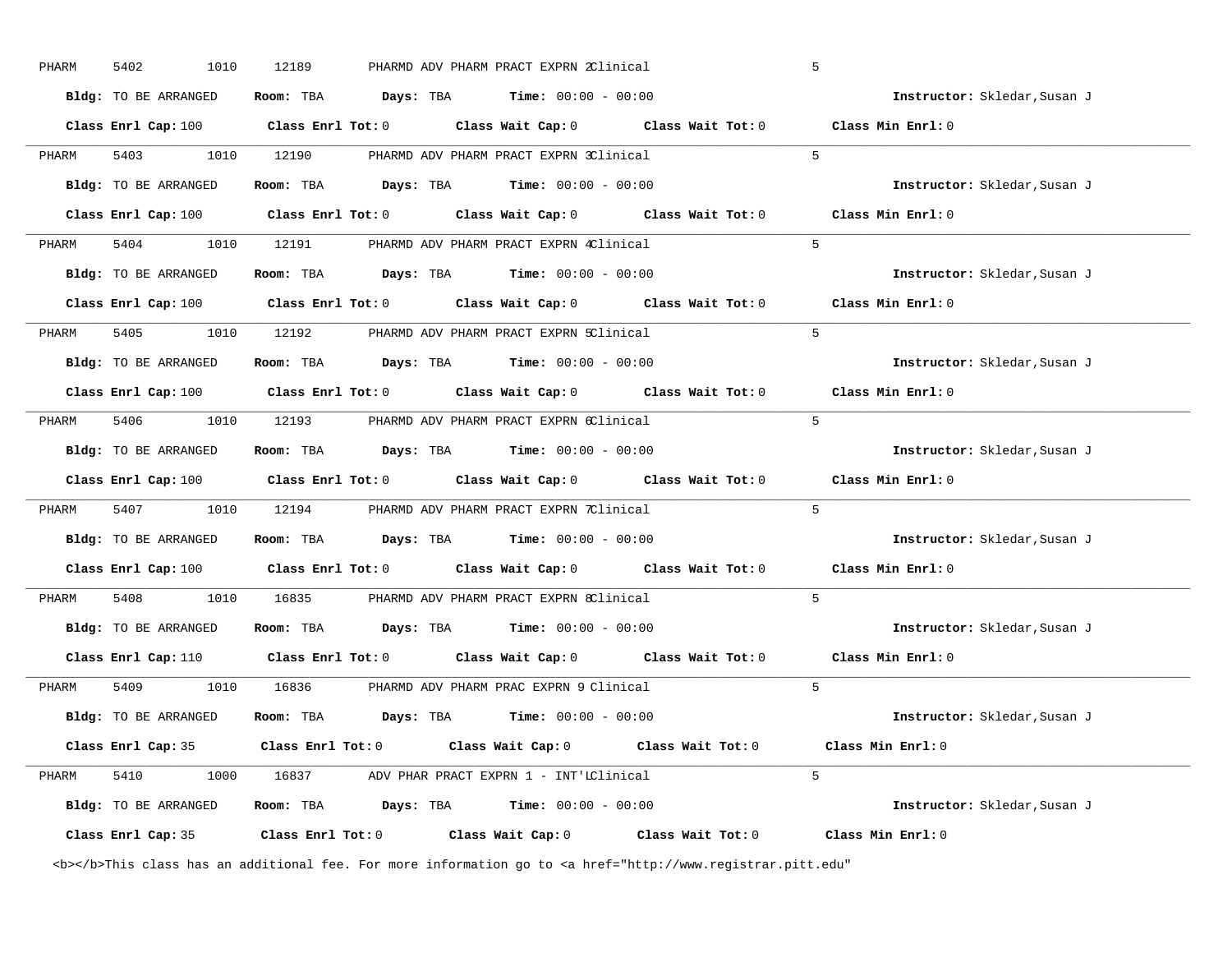PHARM 5402 1010 12189 PHARMD ADV PHARM PRACT EXPRN 2 Clinical 5

**Bldg:** TO BE ARRANGED **Room:** TBA **Days:** TBA **Time:** 00:00 - 00:00 **Instructor:** Skledar,Susan J

**Class Enrl Cap:** 100 **Class Enrl Tot:** 0 **Class Wait Cap:** 0 **Class Wait Tot:** 0 **Class Min Enrl:** 0

---

PHARM 5403 1010 12190 PHARMD ADV PHARM PRACT EXPRN 3 Clinical 5

**Bldg:** TO BE ARRANGED **Room:** TBA **Days:** TBA **Time:** 00:00 - 00:00 **Instructor:** Skledar,Susan J

**Class Enrl Cap:** 100 **Class Enrl Tot:** 0 **Class Wait Cap:** 0 **Class Wait Tot:** 0 **Class Min Enrl:** 0

---

PHARM 5404 1010 12191 PHARMD ADV PHARM PRACT EXPRN 4 Clinical 5

**Bldg:** TO BE ARRANGED **Room:** TBA **Days:** TBA **Time:** 00:00 - 00:00 **Instructor:** Skledar,Susan J

**Class Enrl Cap:** 100 **Class Enrl Tot:** 0 **Class Wait Cap:** 0 **Class Wait Tot:** 0 **Class Min Enrl:** 0

---

PHARM 5405 1010 12192 PHARMD ADV PHARM PRACT EXPRN 5 Clinical 5

**Bldg:** TO BE ARRANGED **Room:** TBA **Days:** TBA **Time:** 00:00 - 00:00 **Instructor:** Skledar,Susan J

**Class Enrl Cap:** 100 **Class Enrl Tot:** 0 **Class Wait Cap:** 0 **Class Wait Tot:** 0 **Class Min Enrl:** 0

---

PHARM 5406 1010 12193 PHARMD ADV PHARM PRACT EXPRN 6 Clinical 5

**Bldg:** TO BE ARRANGED **Room:** TBA **Days:** TBA **Time:** 00:00 - 00:00 **Instructor:** Skledar,Susan J

**Class Enrl Cap:** 100 **Class Enrl Tot:** 0 **Class Wait Cap:** 0 **Class Wait Tot:** 0 **Class Min Enrl:** 0

---

PHARM 5407 1010 12194 PHARMD ADV PHARM PRACT EXPRN 7 Clinical 5

**Bldg:** TO BE ARRANGED **Room:** TBA **Days:** TBA **Time:** 00:00 - 00:00 **Instructor:** Skledar,Susan J

**Class Enrl Cap:** 100 **Class Enrl Tot:** 0 **Class Wait Cap:** 0 **Class Wait Tot:** 0 **Class Min Enrl:** 0

---

PHARM 5408 1010 16835 PHARMD ADV PHARM PRACT EXPRN 8 Clinical 5

**Bldg:** TO BE ARRANGED **Room:** TBA **Days:** TBA **Time:** 00:00 - 00:00 **Instructor:** Skledar,Susan J

**Class Enrl Cap:** 110 **Class Enrl Tot:** 0 **Class Wait Cap:** 0 **Class Wait Tot:** 0 **Class Min Enrl:** 0

---

PHARM 5409 1010 16836 PHARMD ADV PHARM PRAC EXPRN 9 Clinical 5

**Bldg:** TO BE ARRANGED **Room:** TBA **Days:** TBA **Time:** 00:00 - 00:00 **Instructor:** Skledar,Susan J

**Class Enrl Cap:** 35 **Class Enrl Tot:** 0 **Class Wait Cap:** 0 **Class Wait Tot:** 0 **Class Min Enrl:** 0

---

PHARM 5410 1000 16837 ADV PHAR PRACT EXPRN 1 - INT'L Clinical 5

**Bldg:** TO BE ARRANGED **Room:** TBA **Days:** TBA **Time:** 00:00 - 00:00 **Instructor:** Skledar,Susan J

**Class Enrl Cap:** 35 **Class Enrl Tot:** 0 **Class Wait Cap:** 0 **Class Wait Tot:** 0 **Class Min Enrl:** 0

<b></b>This class has an additional fee. For more information go to <a href="http://www.registrar.pitt.edu"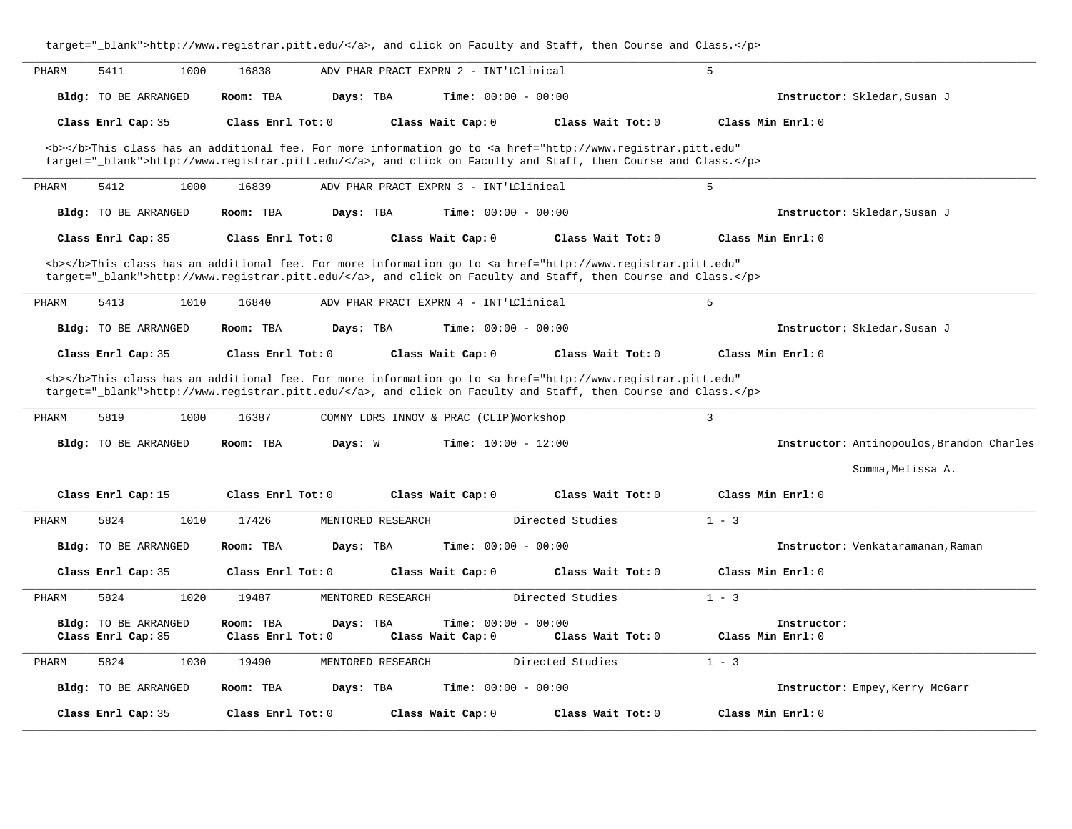target="_blank">http://www.registrar.pitt.edu/</a>, and click on Faculty and Staff, then Course and Class.</p>

---

PHARM 5411 1000 16838 ADV PHAR PRACT EXPRN 2 - INT'L Clinical 5

**Bldg:** TO BE ARRANGED **Room:** TBA **Days:** TBA **Time:** 00:00 - 00:00 **Instructor:** Skledar,Susan J

**Class Enrl Cap:** 35 **Class Enrl Tot:** 0 **Class Wait Cap:** 0 **Class Wait Tot:** 0 **Class Min Enrl:** 0

<b></b>This class has an additional fee. For more information go to <a href="http://www.registrar.pitt.edu" target="_blank">http://www.registrar.pitt.edu/</a>, and click on Faculty and Staff, then Course and Class.</p>

---

PHARM 5412 1000 16839 ADV PHAR PRACT EXPRN 3 - INT'L Clinical 5

**Bldg:** TO BE ARRANGED **Room:** TBA **Days:** TBA **Time:** 00:00 - 00:00 **Instructor:** Skledar,Susan J

**Class Enrl Cap:** 35 **Class Enrl Tot:** 0 **Class Wait Cap:** 0 **Class Wait Tot:** 0 **Class Min Enrl:** 0

<b></b>This class has an additional fee. For more information go to <a href="http://www.registrar.pitt.edu" target="_blank">http://www.registrar.pitt.edu/</a>, and click on Faculty and Staff, then Course and Class.</p>

---

PHARM 5413 1010 16840 ADV PHAR PRACT EXPRN 4 - INT'L Clinical 5

**Bldg:** TO BE ARRANGED **Room:** TBA **Days:** TBA **Time:** 00:00 - 00:00 **Instructor:** Skledar,Susan J

**Class Enrl Cap:** 35 **Class Enrl Tot:** 0 **Class Wait Cap:** 0 **Class Wait Tot:** 0 **Class Min Enrl:** 0

<b></b>This class has an additional fee. For more information go to <a href="http://www.registrar.pitt.edu" target="_blank">http://www.registrar.pitt.edu/</a>, and click on Faculty and Staff, then Course and Class.</p>

---

PHARM 5819 1000 16387 COMNY LDRS INNOV & PRAC (CLIP) Workshop 3

**Bldg:** TO BE ARRANGED **Room:** TBA **Days:** W **Time:** 10:00 - 12:00 **Instructor:** Antinopoulos,Brandon Charles
Somma,Melissa A.

**Class Enrl Cap:** 15 **Class Enrl Tot:** 0 **Class Wait Cap:** 0 **Class Wait Tot:** 0 **Class Min Enrl:** 0

---

PHARM 5824 1010 17426 MENTORED RESEARCH Directed Studies 1 - 3

**Bldg:** TO BE ARRANGED **Room:** TBA **Days:** TBA **Time:** 00:00 - 00:00 **Instructor:** Venkataramanan,Raman

**Class Enrl Cap:** 35 **Class Enrl Tot:** 0 **Class Wait Cap:** 0 **Class Wait Tot:** 0 **Class Min Enrl:** 0

---

PHARM 5824 1020 19487 MENTORED RESEARCH Directed Studies 1 - 3

**Bldg:** TO BE ARRANGED **Room:** TBA **Days:** TBA **Time:** 00:00 - 00:00 **Instructor:**
**Class Enrl Cap:** 35 **Class Enrl Tot:** 0 **Class Wait Cap:** 0 **Class Wait Tot:** 0 **Class Min Enrl:** 0

---

PHARM 5824 1030 19490 MENTORED RESEARCH Directed Studies 1 - 3

**Bldg:** TO BE ARRANGED **Room:** TBA **Days:** TBA **Time:** 00:00 - 00:00 **Instructor:** Empey,Kerry McGarr

**Class Enrl Cap:** 35 **Class Enrl Tot:** 0 **Class Wait Cap:** 0 **Class Wait Tot:** 0 **Class Min Enrl:** 0

---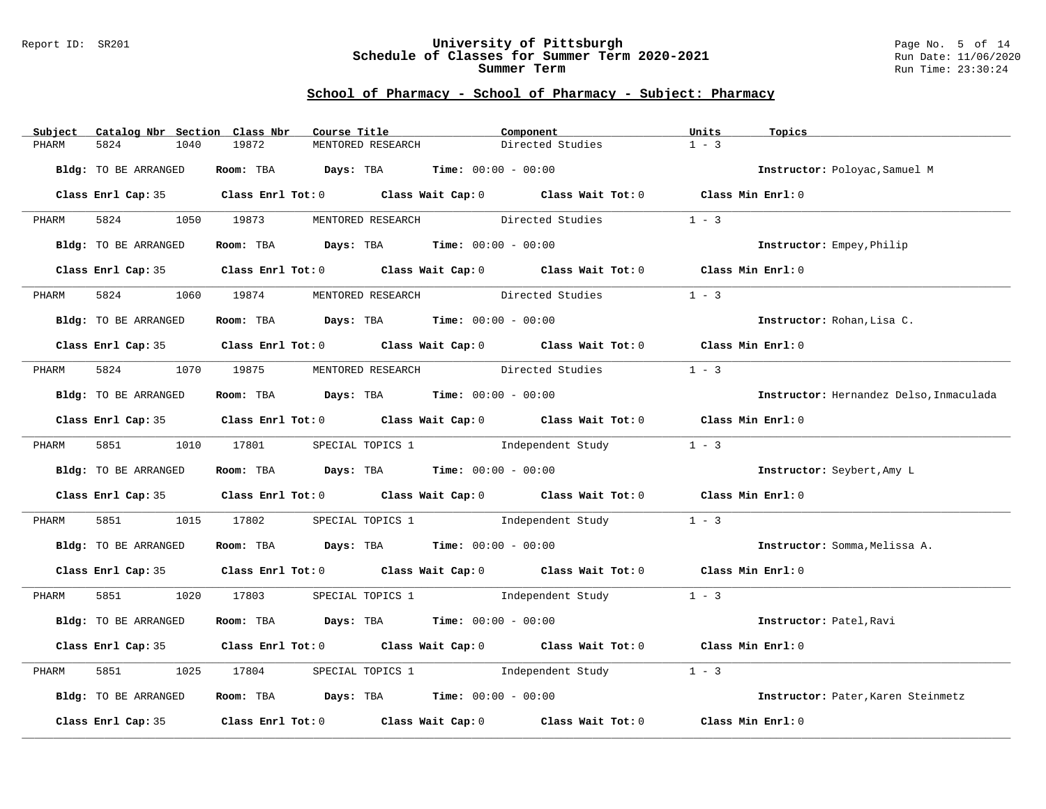## School of Pharmacy - School of Pharmacy - Subject: Pharmacy

| Subject | Catalog Nbr | Section | Class Nbr | Course Title | Component | Units | Topics |
|---|---|---|---|---|---|---|---|
| PHARM | 5824 | 1040 | 19872 | MENTORED RESEARCH | Directed Studies | 1 - 3 | |

**Bldg:** TO BE ARRANGED **Room:** TBA **Days:** TBA **Time:** 00:00 - 00:00 **Instructor:** Poloyac,Samuel M

**Class Enrl Cap:** 35 **Class Enrl Tot:** 0 **Class Wait Cap:** 0 **Class Wait Tot:** 0 **Class Min Enrl:** 0

---

| Subject | Catalog Nbr | Section | Class Nbr | Course Title | Component | Units | Topics |
|---|---|---|---|---|---|---|---|
| PHARM | 5824 | 1050 | 19873 | MENTORED RESEARCH | Directed Studies | 1 - 3 | |

**Bldg:** TO BE ARRANGED **Room:** TBA **Days:** TBA **Time:** 00:00 - 00:00 **Instructor:** Empey,Philip

**Class Enrl Cap:** 35 **Class Enrl Tot:** 0 **Class Wait Cap:** 0 **Class Wait Tot:** 0 **Class Min Enrl:** 0

---

| Subject | Catalog Nbr | Section | Class Nbr | Course Title | Component | Units | Topics |
|---|---|---|---|---|---|---|---|
| PHARM | 5824 | 1060 | 19874 | MENTORED RESEARCH | Directed Studies | 1 - 3 | |

**Bldg:** TO BE ARRANGED **Room:** TBA **Days:** TBA **Time:** 00:00 - 00:00 **Instructor:** Rohan,Lisa C.

**Class Enrl Cap:** 35 **Class Enrl Tot:** 0 **Class Wait Cap:** 0 **Class Wait Tot:** 0 **Class Min Enrl:** 0

---

| Subject | Catalog Nbr | Section | Class Nbr | Course Title | Component | Units | Topics |
|---|---|---|---|---|---|---|---|
| PHARM | 5824 | 1070 | 19875 | MENTORED RESEARCH | Directed Studies | 1 - 3 | |

**Bldg:** TO BE ARRANGED **Room:** TBA **Days:** TBA **Time:** 00:00 - 00:00 **Instructor:** Hernandez Delso,Inmaculada

**Class Enrl Cap:** 35 **Class Enrl Tot:** 0 **Class Wait Cap:** 0 **Class Wait Tot:** 0 **Class Min Enrl:** 0

---

| Subject | Catalog Nbr | Section | Class Nbr | Course Title | Component | Units | Topics |
|---|---|---|---|---|---|---|---|
| PHARM | 5851 | 1010 | 17801 | SPECIAL TOPICS 1 | Independent Study | 1 - 3 | |

**Bldg:** TO BE ARRANGED **Room:** TBA **Days:** TBA **Time:** 00:00 - 00:00 **Instructor:** Seybert,Amy L

**Class Enrl Cap:** 35 **Class Enrl Tot:** 0 **Class Wait Cap:** 0 **Class Wait Tot:** 0 **Class Min Enrl:** 0

---

| Subject | Catalog Nbr | Section | Class Nbr | Course Title | Component | Units | Topics |
|---|---|---|---|---|---|---|---|
| PHARM | 5851 | 1015 | 17802 | SPECIAL TOPICS 1 | Independent Study | 1 - 3 | |

**Bldg:** TO BE ARRANGED **Room:** TBA **Days:** TBA **Time:** 00:00 - 00:00 **Instructor:** Somma,Melissa A.

**Class Enrl Cap:** 35 **Class Enrl Tot:** 0 **Class Wait Cap:** 0 **Class Wait Tot:** 0 **Class Min Enrl:** 0

---

| Subject | Catalog Nbr | Section | Class Nbr | Course Title | Component | Units | Topics |
|---|---|---|---|---|---|---|---|
| PHARM | 5851 | 1020 | 17803 | SPECIAL TOPICS 1 | Independent Study | 1 - 3 | |

**Bldg:** TO BE ARRANGED **Room:** TBA **Days:** TBA **Time:** 00:00 - 00:00 **Instructor:** Patel,Ravi

**Class Enrl Cap:** 35 **Class Enrl Tot:** 0 **Class Wait Cap:** 0 **Class Wait Tot:** 0 **Class Min Enrl:** 0

---

| Subject | Catalog Nbr | Section | Class Nbr | Course Title | Component | Units | Topics |
|---|---|---|---|---|---|---|---|
| PHARM | 5851 | 1025 | 17804 | SPECIAL TOPICS 1 | Independent Study | 1 - 3 | |

**Bldg:** TO BE ARRANGED **Room:** TBA **Days:** TBA **Time:** 00:00 - 00:00 **Instructor:** Pater,Karen Steinmetz

**Class Enrl Cap:** 35 **Class Enrl Tot:** 0 **Class Wait Cap:** 0 **Class Wait Tot:** 0 **Class Min Enrl:** 0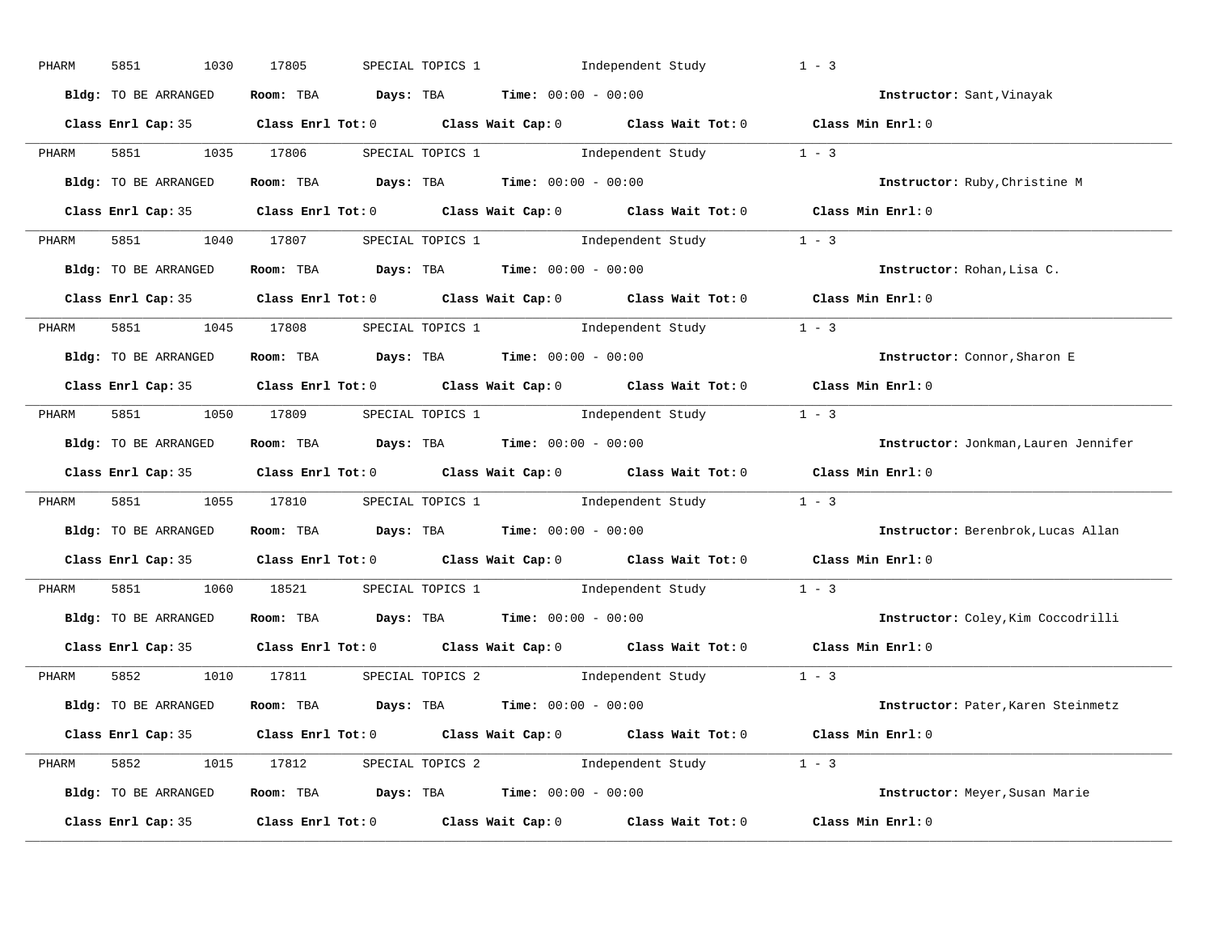PHARM 5851 1030 17805 SPECIAL TOPICS 1 Independent Study 1 - 3

**Bldg:** TO BE ARRANGED **Room:** TBA **Days:** TBA **Time:** 00:00 - 00:00 **Instructor:** Sant,Vinayak

**Class Enrl Cap:** 35 **Class Enrl Tot:** 0 **Class Wait Cap:** 0 **Class Wait Tot:** 0 **Class Min Enrl:** 0

---

PHARM 5851 1035 17806 SPECIAL TOPICS 1 Independent Study 1 - 3

**Bldg:** TO BE ARRANGED **Room:** TBA **Days:** TBA **Time:** 00:00 - 00:00 **Instructor:** Ruby,Christine M

**Class Enrl Cap:** 35 **Class Enrl Tot:** 0 **Class Wait Cap:** 0 **Class Wait Tot:** 0 **Class Min Enrl:** 0

---

PHARM 5851 1040 17807 SPECIAL TOPICS 1 Independent Study 1 - 3

**Bldg:** TO BE ARRANGED **Room:** TBA **Days:** TBA **Time:** 00:00 - 00:00 **Instructor:** Rohan,Lisa C.

**Class Enrl Cap:** 35 **Class Enrl Tot:** 0 **Class Wait Cap:** 0 **Class Wait Tot:** 0 **Class Min Enrl:** 0

---

PHARM 5851 1045 17808 SPECIAL TOPICS 1 Independent Study 1 - 3

**Bldg:** TO BE ARRANGED **Room:** TBA **Days:** TBA **Time:** 00:00 - 00:00 **Instructor:** Connor,Sharon E

**Class Enrl Cap:** 35 **Class Enrl Tot:** 0 **Class Wait Cap:** 0 **Class Wait Tot:** 0 **Class Min Enrl:** 0

---

PHARM 5851 1050 17809 SPECIAL TOPICS 1 Independent Study 1 - 3

**Bldg:** TO BE ARRANGED **Room:** TBA **Days:** TBA **Time:** 00:00 - 00:00 **Instructor:** Jonkman,Lauren Jennifer

**Class Enrl Cap:** 35 **Class Enrl Tot:** 0 **Class Wait Cap:** 0 **Class Wait Tot:** 0 **Class Min Enrl:** 0

---

PHARM 5851 1055 17810 SPECIAL TOPICS 1 Independent Study 1 - 3

**Bldg:** TO BE ARRANGED **Room:** TBA **Days:** TBA **Time:** 00:00 - 00:00 **Instructor:** Berenbrok,Lucas Allan

**Class Enrl Cap:** 35 **Class Enrl Tot:** 0 **Class Wait Cap:** 0 **Class Wait Tot:** 0 **Class Min Enrl:** 0

---

PHARM 5851 1060 18521 SPECIAL TOPICS 1 Independent Study 1 - 3

**Bldg:** TO BE ARRANGED **Room:** TBA **Days:** TBA **Time:** 00:00 - 00:00 **Instructor:** Coley,Kim Coccodrilli

**Class Enrl Cap:** 35 **Class Enrl Tot:** 0 **Class Wait Cap:** 0 **Class Wait Tot:** 0 **Class Min Enrl:** 0

---

PHARM 5852 1010 17811 SPECIAL TOPICS 2 Independent Study 1 - 3

**Bldg:** TO BE ARRANGED **Room:** TBA **Days:** TBA **Time:** 00:00 - 00:00 **Instructor:** Pater,Karen Steinmetz

**Class Enrl Cap:** 35 **Class Enrl Tot:** 0 **Class Wait Cap:** 0 **Class Wait Tot:** 0 **Class Min Enrl:** 0

---

PHARM 5852 1015 17812 SPECIAL TOPICS 2 Independent Study 1 - 3

**Bldg:** TO BE ARRANGED **Room:** TBA **Days:** TBA **Time:** 00:00 - 00:00 **Instructor:** Meyer,Susan Marie

**Class Enrl Cap:** 35 **Class Enrl Tot:** 0 **Class Wait Cap:** 0 **Class Wait Tot:** 0 **Class Min Enrl:** 0

---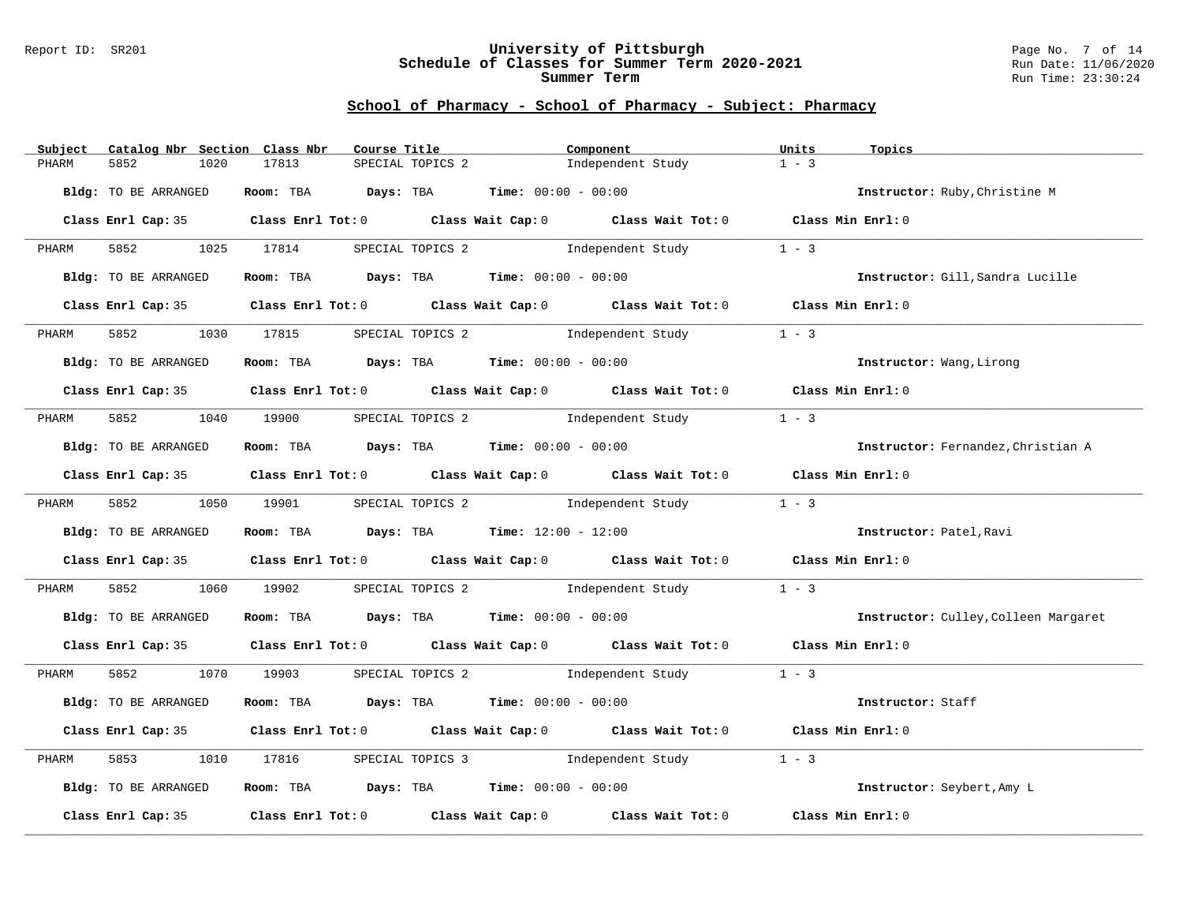# University of Pittsburgh
## Schedule of Classes for Summer Term 2020-2021
### Summer Term

Report ID: SR201

### School of Pharmacy - School of Pharmacy - Subject: Pharmacy

| Subject | Catalog Nbr | Section | Class Nbr | Course Title | Component | Units | Topics |
|---|---|---|---|---|---|---|---|
| PHARM | 5852 | 1020 | 17813 | SPECIAL TOPICS 2 | Independent Study | 1 - 3 | |

**Bldg:** TO BE ARRANGED **Room:** TBA **Days:** TBA **Time:** 00:00 - 00:00 **Instructor:** Ruby,Christine M

**Class Enrl Cap:** 35 **Class Enrl Tot:** 0 **Class Wait Cap:** 0 **Class Wait Tot:** 0 **Class Min Enrl:** 0

| Subject | Catalog Nbr | Section | Class Nbr | Course Title | Component | Units | Topics |
|---|---|---|---|---|---|---|---|
| PHARM | 5852 | 1025 | 17814 | SPECIAL TOPICS 2 | Independent Study | 1 - 3 | |

**Bldg:** TO BE ARRANGED **Room:** TBA **Days:** TBA **Time:** 00:00 - 00:00 **Instructor:** Gill,Sandra Lucille

**Class Enrl Cap:** 35 **Class Enrl Tot:** 0 **Class Wait Cap:** 0 **Class Wait Tot:** 0 **Class Min Enrl:** 0

| Subject | Catalog Nbr | Section | Class Nbr | Course Title | Component | Units | Topics |
|---|---|---|---|---|---|---|---|
| PHARM | 5852 | 1030 | 17815 | SPECIAL TOPICS 2 | Independent Study | 1 - 3 | |

**Bldg:** TO BE ARRANGED **Room:** TBA **Days:** TBA **Time:** 00:00 - 00:00 **Instructor:** Wang,Lirong

**Class Enrl Cap:** 35 **Class Enrl Tot:** 0 **Class Wait Cap:** 0 **Class Wait Tot:** 0 **Class Min Enrl:** 0

| Subject | Catalog Nbr | Section | Class Nbr | Course Title | Component | Units | Topics |
|---|---|---|---|---|---|---|---|
| PHARM | 5852 | 1040 | 19900 | SPECIAL TOPICS 2 | Independent Study | 1 - 3 | |

**Bldg:** TO BE ARRANGED **Room:** TBA **Days:** TBA **Time:** 00:00 - 00:00 **Instructor:** Fernandez,Christian A

**Class Enrl Cap:** 35 **Class Enrl Tot:** 0 **Class Wait Cap:** 0 **Class Wait Tot:** 0 **Class Min Enrl:** 0

| Subject | Catalog Nbr | Section | Class Nbr | Course Title | Component | Units | Topics |
|---|---|---|---|---|---|---|---|
| PHARM | 5852 | 1050 | 19901 | SPECIAL TOPICS 2 | Independent Study | 1 - 3 | |

**Bldg:** TO BE ARRANGED **Room:** TBA **Days:** TBA **Time:** 12:00 - 12:00 **Instructor:** Patel,Ravi

**Class Enrl Cap:** 35 **Class Enrl Tot:** 0 **Class Wait Cap:** 0 **Class Wait Tot:** 0 **Class Min Enrl:** 0

| Subject | Catalog Nbr | Section | Class Nbr | Course Title | Component | Units | Topics |
|---|---|---|---|---|---|---|---|
| PHARM | 5852 | 1060 | 19902 | SPECIAL TOPICS 2 | Independent Study | 1 - 3 | |

**Bldg:** TO BE ARRANGED **Room:** TBA **Days:** TBA **Time:** 00:00 - 00:00 **Instructor:** Culley,Colleen Margaret

**Class Enrl Cap:** 35 **Class Enrl Tot:** 0 **Class Wait Cap:** 0 **Class Wait Tot:** 0 **Class Min Enrl:** 0

| Subject | Catalog Nbr | Section | Class Nbr | Course Title | Component | Units | Topics |
|---|---|---|---|---|---|---|---|
| PHARM | 5852 | 1070 | 19903 | SPECIAL TOPICS 2 | Independent Study | 1 - 3 | |

**Bldg:** TO BE ARRANGED **Room:** TBA **Days:** TBA **Time:** 00:00 - 00:00 **Instructor:** Staff

**Class Enrl Cap:** 35 **Class Enrl Tot:** 0 **Class Wait Cap:** 0 **Class Wait Tot:** 0 **Class Min Enrl:** 0

| Subject | Catalog Nbr | Section | Class Nbr | Course Title | Component | Units | Topics |
|---|---|---|---|---|---|---|---|
| PHARM | 5853 | 1010 | 17816 | SPECIAL TOPICS 3 | Independent Study | 1 - 3 | |

**Bldg:** TO BE ARRANGED **Room:** TBA **Days:** TBA **Time:** 00:00 - 00:00 **Instructor:** Seybert,Amy L

**Class Enrl Cap:** 35 **Class Enrl Tot:** 0 **Class Wait Cap:** 0 **Class Wait Tot:** 0 **Class Min Enrl:** 0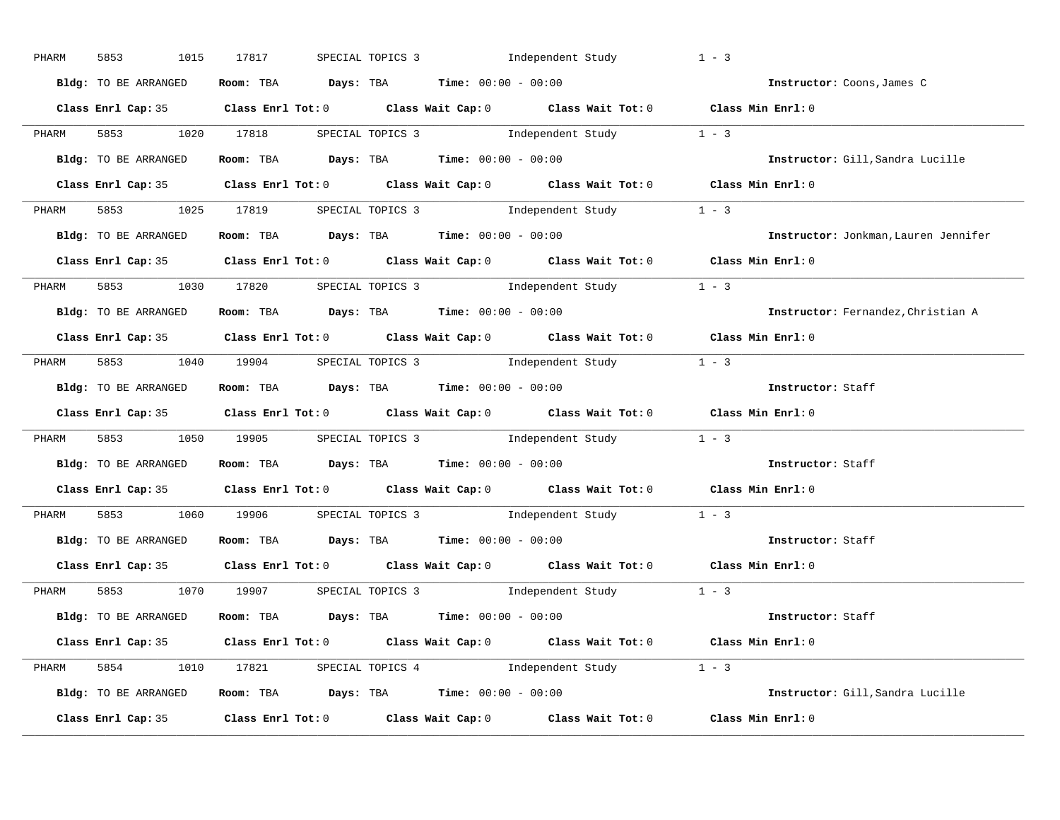PHARM 5853 1015 17817 SPECIAL TOPICS 3 Independent Study 1 - 3

**Bldg:** TO BE ARRANGED **Room:** TBA **Days:** TBA **Time:** 00:00 - 00:00 **Instructor:** Coons,James C

**Class Enrl Cap:** 35 **Class Enrl Tot:** 0 **Class Wait Cap:** 0 **Class Wait Tot:** 0 **Class Min Enrl:** 0

---

PHARM 5853 1020 17818 SPECIAL TOPICS 3 Independent Study 1 - 3

**Bldg:** TO BE ARRANGED **Room:** TBA **Days:** TBA **Time:** 00:00 - 00:00 **Instructor:** Gill,Sandra Lucille

**Class Enrl Cap:** 35 **Class Enrl Tot:** 0 **Class Wait Cap:** 0 **Class Wait Tot:** 0 **Class Min Enrl:** 0

---

PHARM 5853 1025 17819 SPECIAL TOPICS 3 Independent Study 1 - 3

**Bldg:** TO BE ARRANGED **Room:** TBA **Days:** TBA **Time:** 00:00 - 00:00 **Instructor:** Jonkman,Lauren Jennifer

**Class Enrl Cap:** 35 **Class Enrl Tot:** 0 **Class Wait Cap:** 0 **Class Wait Tot:** 0 **Class Min Enrl:** 0

---

PHARM 5853 1030 17820 SPECIAL TOPICS 3 Independent Study 1 - 3

**Bldg:** TO BE ARRANGED **Room:** TBA **Days:** TBA **Time:** 00:00 - 00:00 **Instructor:** Fernandez,Christian A

**Class Enrl Cap:** 35 **Class Enrl Tot:** 0 **Class Wait Cap:** 0 **Class Wait Tot:** 0 **Class Min Enrl:** 0

---

PHARM 5853 1040 19904 SPECIAL TOPICS 3 Independent Study 1 - 3

**Bldg:** TO BE ARRANGED **Room:** TBA **Days:** TBA **Time:** 00:00 - 00:00 **Instructor:** Staff

**Class Enrl Cap:** 35 **Class Enrl Tot:** 0 **Class Wait Cap:** 0 **Class Wait Tot:** 0 **Class Min Enrl:** 0

---

PHARM 5853 1050 19905 SPECIAL TOPICS 3 Independent Study 1 - 3

**Bldg:** TO BE ARRANGED **Room:** TBA **Days:** TBA **Time:** 00:00 - 00:00 **Instructor:** Staff

**Class Enrl Cap:** 35 **Class Enrl Tot:** 0 **Class Wait Cap:** 0 **Class Wait Tot:** 0 **Class Min Enrl:** 0

---

PHARM 5853 1060 19906 SPECIAL TOPICS 3 Independent Study 1 - 3

**Bldg:** TO BE ARRANGED **Room:** TBA **Days:** TBA **Time:** 00:00 - 00:00 **Instructor:** Staff

**Class Enrl Cap:** 35 **Class Enrl Tot:** 0 **Class Wait Cap:** 0 **Class Wait Tot:** 0 **Class Min Enrl:** 0

---

PHARM 5853 1070 19907 SPECIAL TOPICS 3 Independent Study 1 - 3

**Bldg:** TO BE ARRANGED **Room:** TBA **Days:** TBA **Time:** 00:00 - 00:00 **Instructor:** Staff

**Class Enrl Cap:** 35 **Class Enrl Tot:** 0 **Class Wait Cap:** 0 **Class Wait Tot:** 0 **Class Min Enrl:** 0

---

PHARM 5854 1010 17821 SPECIAL TOPICS 4 Independent Study 1 - 3

**Bldg:** TO BE ARRANGED **Room:** TBA **Days:** TBA **Time:** 00:00 - 00:00 **Instructor:** Gill,Sandra Lucille

**Class Enrl Cap:** 35 **Class Enrl Tot:** 0 **Class Wait Cap:** 0 **Class Wait Tot:** 0 **Class Min Enrl:** 0

---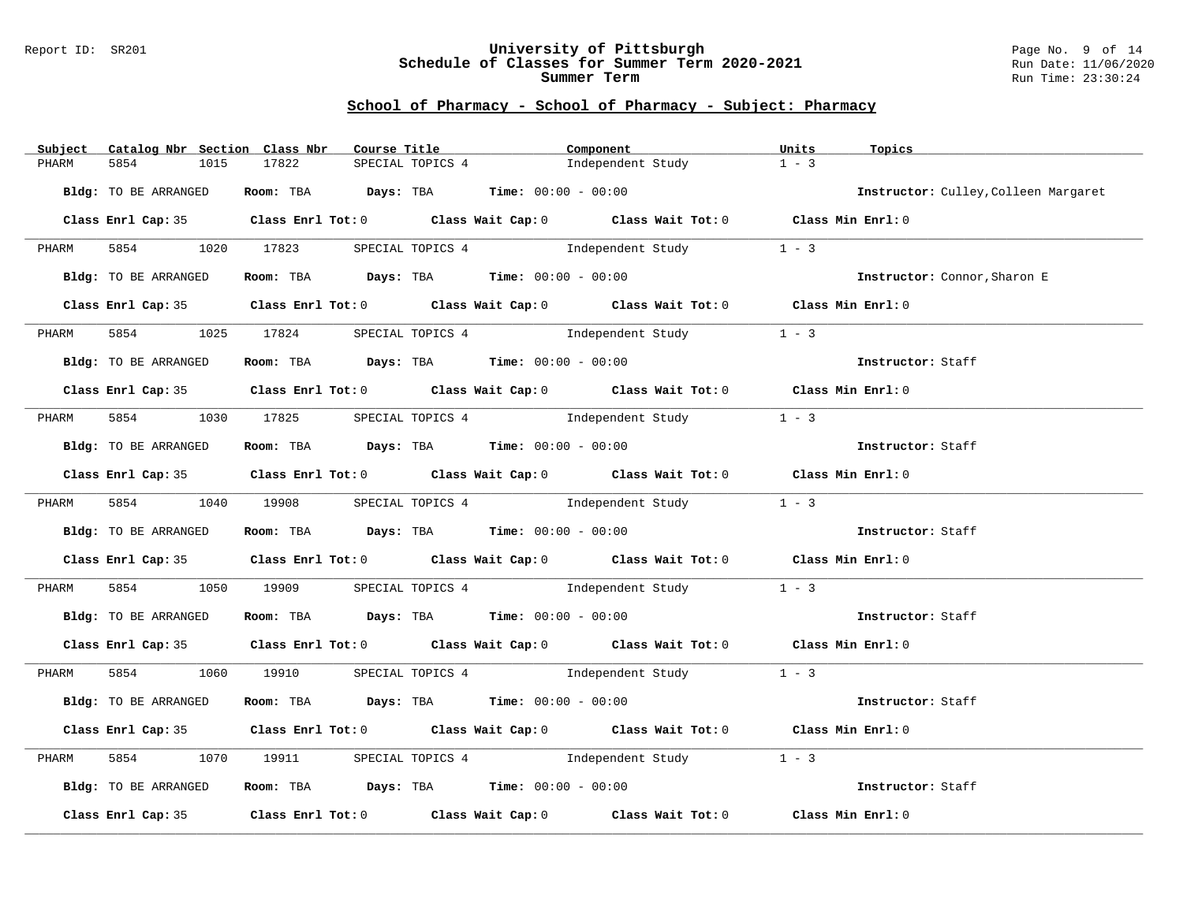## School of Pharmacy - School of Pharmacy - Subject: Pharmacy

| Subject | Catalog Nbr | Section | Class Nbr | Course Title | Component | Units | Topics |
|---|---|---|---|---|---|---|---|
| PHARM | 5854 | 1015 | 17822 | SPECIAL TOPICS 4 | Independent Study | 1 - 3 | |

**Bldg:** TO BE ARRANGED **Room:** TBA **Days:** TBA **Time:** 00:00 - 00:00 **Instructor:** Culley,Colleen Margaret

**Class Enrl Cap:** 35 **Class Enrl Tot:** 0 **Class Wait Cap:** 0 **Class Wait Tot:** 0 **Class Min Enrl:** 0

| Subject | Catalog Nbr | Section | Class Nbr | Course Title | Component | Units | Topics |
|---|---|---|---|---|---|---|---|
| PHARM | 5854 | 1020 | 17823 | SPECIAL TOPICS 4 | Independent Study | 1 - 3 | |

**Bldg:** TO BE ARRANGED **Room:** TBA **Days:** TBA **Time:** 00:00 - 00:00 **Instructor:** Connor,Sharon E

**Class Enrl Cap:** 35 **Class Enrl Tot:** 0 **Class Wait Cap:** 0 **Class Wait Tot:** 0 **Class Min Enrl:** 0

| Subject | Catalog Nbr | Section | Class Nbr | Course Title | Component | Units | Topics |
|---|---|---|---|---|---|---|---|
| PHARM | 5854 | 1025 | 17824 | SPECIAL TOPICS 4 | Independent Study | 1 - 3 | |

**Bldg:** TO BE ARRANGED **Room:** TBA **Days:** TBA **Time:** 00:00 - 00:00 **Instructor:** Staff

**Class Enrl Cap:** 35 **Class Enrl Tot:** 0 **Class Wait Cap:** 0 **Class Wait Tot:** 0 **Class Min Enrl:** 0

| Subject | Catalog Nbr | Section | Class Nbr | Course Title | Component | Units | Topics |
|---|---|---|---|---|---|---|---|
| PHARM | 5854 | 1030 | 17825 | SPECIAL TOPICS 4 | Independent Study | 1 - 3 | |

**Bldg:** TO BE ARRANGED **Room:** TBA **Days:** TBA **Time:** 00:00 - 00:00 **Instructor:** Staff

**Class Enrl Cap:** 35 **Class Enrl Tot:** 0 **Class Wait Cap:** 0 **Class Wait Tot:** 0 **Class Min Enrl:** 0

| Subject | Catalog Nbr | Section | Class Nbr | Course Title | Component | Units | Topics |
|---|---|---|---|---|---|---|---|
| PHARM | 5854 | 1040 | 19908 | SPECIAL TOPICS 4 | Independent Study | 1 - 3 | |

**Bldg:** TO BE ARRANGED **Room:** TBA **Days:** TBA **Time:** 00:00 - 00:00 **Instructor:** Staff

**Class Enrl Cap:** 35 **Class Enrl Tot:** 0 **Class Wait Cap:** 0 **Class Wait Tot:** 0 **Class Min Enrl:** 0

| Subject | Catalog Nbr | Section | Class Nbr | Course Title | Component | Units | Topics |
|---|---|---|---|---|---|---|---|
| PHARM | 5854 | 1050 | 19909 | SPECIAL TOPICS 4 | Independent Study | 1 - 3 | |

**Bldg:** TO BE ARRANGED **Room:** TBA **Days:** TBA **Time:** 00:00 - 00:00 **Instructor:** Staff

**Class Enrl Cap:** 35 **Class Enrl Tot:** 0 **Class Wait Cap:** 0 **Class Wait Tot:** 0 **Class Min Enrl:** 0

| Subject | Catalog Nbr | Section | Class Nbr | Course Title | Component | Units | Topics |
|---|---|---|---|---|---|---|---|
| PHARM | 5854 | 1060 | 19910 | SPECIAL TOPICS 4 | Independent Study | 1 - 3 | |

**Bldg:** TO BE ARRANGED **Room:** TBA **Days:** TBA **Time:** 00:00 - 00:00 **Instructor:** Staff

**Class Enrl Cap:** 35 **Class Enrl Tot:** 0 **Class Wait Cap:** 0 **Class Wait Tot:** 0 **Class Min Enrl:** 0

| Subject | Catalog Nbr | Section | Class Nbr | Course Title | Component | Units | Topics |
|---|---|---|---|---|---|---|---|
| PHARM | 5854 | 1070 | 19911 | SPECIAL TOPICS 4 | Independent Study | 1 - 3 | |

**Bldg:** TO BE ARRANGED **Room:** TBA **Days:** TBA **Time:** 00:00 - 00:00 **Instructor:** Staff

**Class Enrl Cap:** 35 **Class Enrl Tot:** 0 **Class Wait Cap:** 0 **Class Wait Tot:** 0 **Class Min Enrl:** 0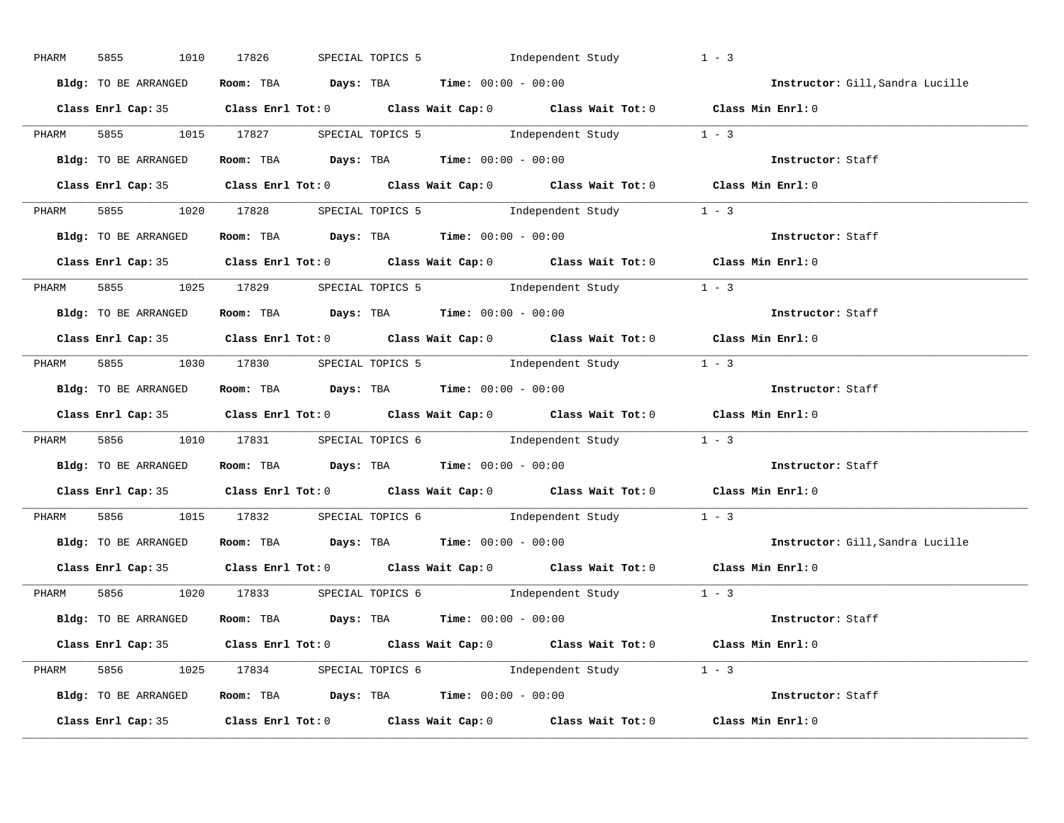PHARM 5855 1010 17826 SPECIAL TOPICS 5 Independent Study 1 - 3

**Bldg:** TO BE ARRANGED **Room:** TBA **Days:** TBA **Time:** 00:00 - 00:00 **Instructor:** Gill,Sandra Lucille

**Class Enrl Cap:** 35 **Class Enrl Tot:** 0 **Class Wait Cap:** 0 **Class Wait Tot:** 0 **Class Min Enrl:** 0

---

PHARM 5855 1015 17827 SPECIAL TOPICS 5 Independent Study 1 - 3

**Bldg:** TO BE ARRANGED **Room:** TBA **Days:** TBA **Time:** 00:00 - 00:00 **Instructor:** Staff

**Class Enrl Cap:** 35 **Class Enrl Tot:** 0 **Class Wait Cap:** 0 **Class Wait Tot:** 0 **Class Min Enrl:** 0

---

PHARM 5855 1020 17828 SPECIAL TOPICS 5 Independent Study 1 - 3

**Bldg:** TO BE ARRANGED **Room:** TBA **Days:** TBA **Time:** 00:00 - 00:00 **Instructor:** Staff

**Class Enrl Cap:** 35 **Class Enrl Tot:** 0 **Class Wait Cap:** 0 **Class Wait Tot:** 0 **Class Min Enrl:** 0

---

PHARM 5855 1025 17829 SPECIAL TOPICS 5 Independent Study 1 - 3

**Bldg:** TO BE ARRANGED **Room:** TBA **Days:** TBA **Time:** 00:00 - 00:00 **Instructor:** Staff

**Class Enrl Cap:** 35 **Class Enrl Tot:** 0 **Class Wait Cap:** 0 **Class Wait Tot:** 0 **Class Min Enrl:** 0

---

PHARM 5855 1030 17830 SPECIAL TOPICS 5 Independent Study 1 - 3

**Bldg:** TO BE ARRANGED **Room:** TBA **Days:** TBA **Time:** 00:00 - 00:00 **Instructor:** Staff

**Class Enrl Cap:** 35 **Class Enrl Tot:** 0 **Class Wait Cap:** 0 **Class Wait Tot:** 0 **Class Min Enrl:** 0

---

PHARM 5856 1010 17831 SPECIAL TOPICS 6 Independent Study 1 - 3

**Bldg:** TO BE ARRANGED **Room:** TBA **Days:** TBA **Time:** 00:00 - 00:00 **Instructor:** Staff

**Class Enrl Cap:** 35 **Class Enrl Tot:** 0 **Class Wait Cap:** 0 **Class Wait Tot:** 0 **Class Min Enrl:** 0

---

PHARM 5856 1015 17832 SPECIAL TOPICS 6 Independent Study 1 - 3

**Bldg:** TO BE ARRANGED **Room:** TBA **Days:** TBA **Time:** 00:00 - 00:00 **Instructor:** Gill,Sandra Lucille

**Class Enrl Cap:** 35 **Class Enrl Tot:** 0 **Class Wait Cap:** 0 **Class Wait Tot:** 0 **Class Min Enrl:** 0

---

PHARM 5856 1020 17833 SPECIAL TOPICS 6 Independent Study 1 - 3

**Bldg:** TO BE ARRANGED **Room:** TBA **Days:** TBA **Time:** 00:00 - 00:00 **Instructor:** Staff

**Class Enrl Cap:** 35 **Class Enrl Tot:** 0 **Class Wait Cap:** 0 **Class Wait Tot:** 0 **Class Min Enrl:** 0

---

PHARM 5856 1025 17834 SPECIAL TOPICS 6 Independent Study 1 - 3

**Bldg:** TO BE ARRANGED **Room:** TBA **Days:** TBA **Time:** 00:00 - 00:00 **Instructor:** Staff

**Class Enrl Cap:** 35 **Class Enrl Tot:** 0 **Class Wait Cap:** 0 **Class Wait Tot:** 0 **Class Min Enrl:** 0

---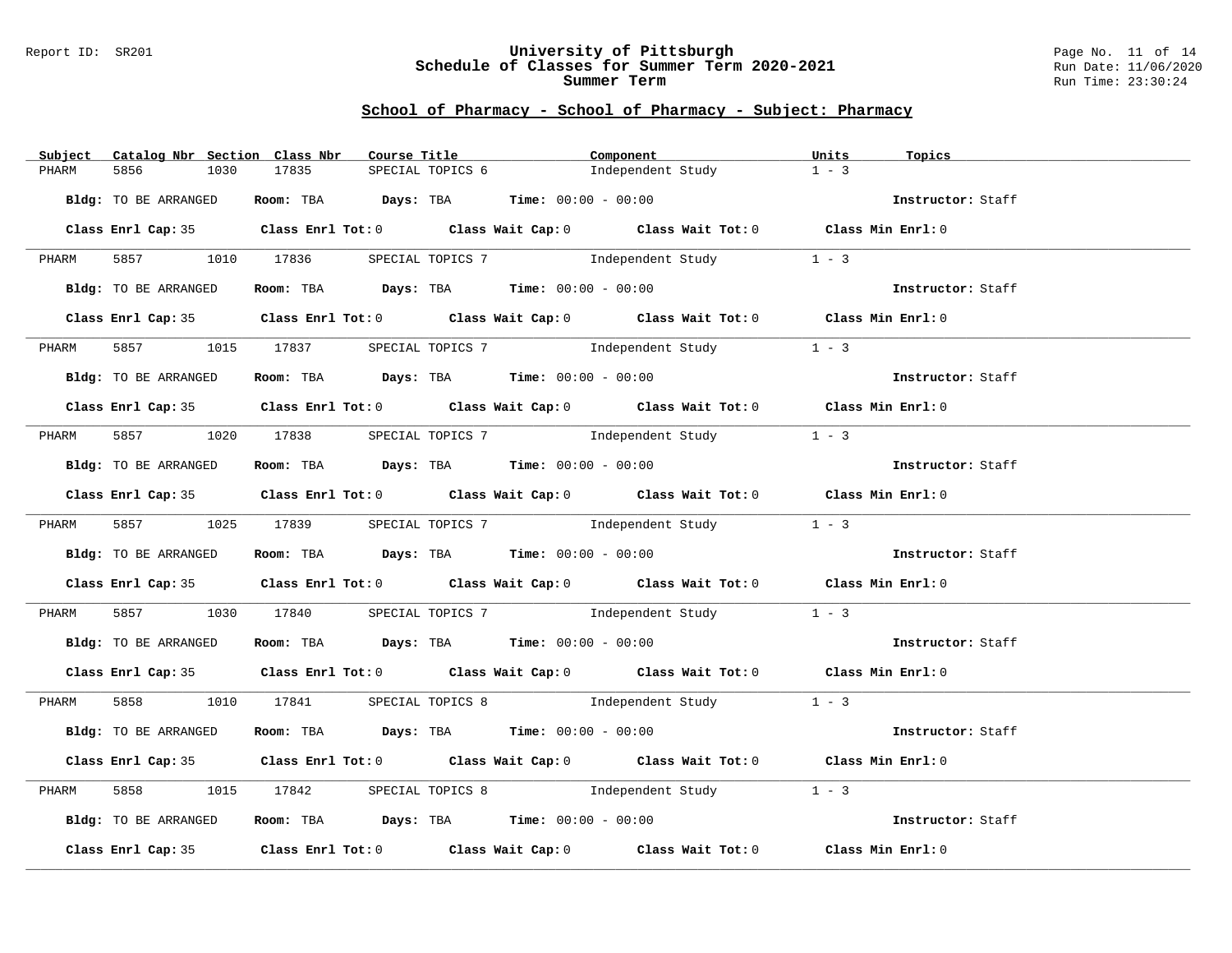## School of Pharmacy - School of Pharmacy - Subject: Pharmacy

| Subject | Catalog Nbr | Section | Class Nbr | Course Title | Component | Units | Topics |
|---|---|---|---|---|---|---|---|
| PHARM | 5856 | 1030 | 17835 | SPECIAL TOPICS 6 | Independent Study | 1 - 3 | |

**Bldg:** TO BE ARRANGED **Room:** TBA **Days:** TBA **Time:** 00:00 - 00:00 **Instructor:** Staff

**Class Enrl Cap:** 35 **Class Enrl Tot:** 0 **Class Wait Cap:** 0 **Class Wait Tot:** 0 **Class Min Enrl:** 0

---

| Subject | Catalog Nbr | Section | Class Nbr | Course Title | Component | Units | Topics |
|---|---|---|---|---|---|---|---|
| PHARM | 5857 | 1010 | 17836 | SPECIAL TOPICS 7 | Independent Study | 1 - 3 | |

**Bldg:** TO BE ARRANGED **Room:** TBA **Days:** TBA **Time:** 00:00 - 00:00 **Instructor:** Staff

**Class Enrl Cap:** 35 **Class Enrl Tot:** 0 **Class Wait Cap:** 0 **Class Wait Tot:** 0 **Class Min Enrl:** 0

---

| Subject | Catalog Nbr | Section | Class Nbr | Course Title | Component | Units | Topics |
|---|---|---|---|---|---|---|---|
| PHARM | 5857 | 1015 | 17837 | SPECIAL TOPICS 7 | Independent Study | 1 - 3 | |

**Bldg:** TO BE ARRANGED **Room:** TBA **Days:** TBA **Time:** 00:00 - 00:00 **Instructor:** Staff

**Class Enrl Cap:** 35 **Class Enrl Tot:** 0 **Class Wait Cap:** 0 **Class Wait Tot:** 0 **Class Min Enrl:** 0

---

| Subject | Catalog Nbr | Section | Class Nbr | Course Title | Component | Units | Topics |
|---|---|---|---|---|---|---|---|
| PHARM | 5857 | 1020 | 17838 | SPECIAL TOPICS 7 | Independent Study | 1 - 3 | |

**Bldg:** TO BE ARRANGED **Room:** TBA **Days:** TBA **Time:** 00:00 - 00:00 **Instructor:** Staff

**Class Enrl Cap:** 35 **Class Enrl Tot:** 0 **Class Wait Cap:** 0 **Class Wait Tot:** 0 **Class Min Enrl:** 0

---

| Subject | Catalog Nbr | Section | Class Nbr | Course Title | Component | Units | Topics |
|---|---|---|---|---|---|---|---|
| PHARM | 5857 | 1025 | 17839 | SPECIAL TOPICS 7 | Independent Study | 1 - 3 | |

**Bldg:** TO BE ARRANGED **Room:** TBA **Days:** TBA **Time:** 00:00 - 00:00 **Instructor:** Staff

**Class Enrl Cap:** 35 **Class Enrl Tot:** 0 **Class Wait Cap:** 0 **Class Wait Tot:** 0 **Class Min Enrl:** 0

---

| Subject | Catalog Nbr | Section | Class Nbr | Course Title | Component | Units | Topics |
|---|---|---|---|---|---|---|---|
| PHARM | 5857 | 1030 | 17840 | SPECIAL TOPICS 7 | Independent Study | 1 - 3 | |

**Bldg:** TO BE ARRANGED **Room:** TBA **Days:** TBA **Time:** 00:00 - 00:00 **Instructor:** Staff

**Class Enrl Cap:** 35 **Class Enrl Tot:** 0 **Class Wait Cap:** 0 **Class Wait Tot:** 0 **Class Min Enrl:** 0

---

| Subject | Catalog Nbr | Section | Class Nbr | Course Title | Component | Units | Topics |
|---|---|---|---|---|---|---|---|
| PHARM | 5858 | 1010 | 17841 | SPECIAL TOPICS 8 | Independent Study | 1 - 3 | |

**Bldg:** TO BE ARRANGED **Room:** TBA **Days:** TBA **Time:** 00:00 - 00:00 **Instructor:** Staff

**Class Enrl Cap:** 35 **Class Enrl Tot:** 0 **Class Wait Cap:** 0 **Class Wait Tot:** 0 **Class Min Enrl:** 0

---

| Subject | Catalog Nbr | Section | Class Nbr | Course Title | Component | Units | Topics |
|---|---|---|---|---|---|---|---|
| PHARM | 5858 | 1015 | 17842 | SPECIAL TOPICS 8 | Independent Study | 1 - 3 | |

**Bldg:** TO BE ARRANGED **Room:** TBA **Days:** TBA **Time:** 00:00 - 00:00 **Instructor:** Staff

**Class Enrl Cap:** 35 **Class Enrl Tot:** 0 **Class Wait Cap:** 0 **Class Wait Tot:** 0 **Class Min Enrl:** 0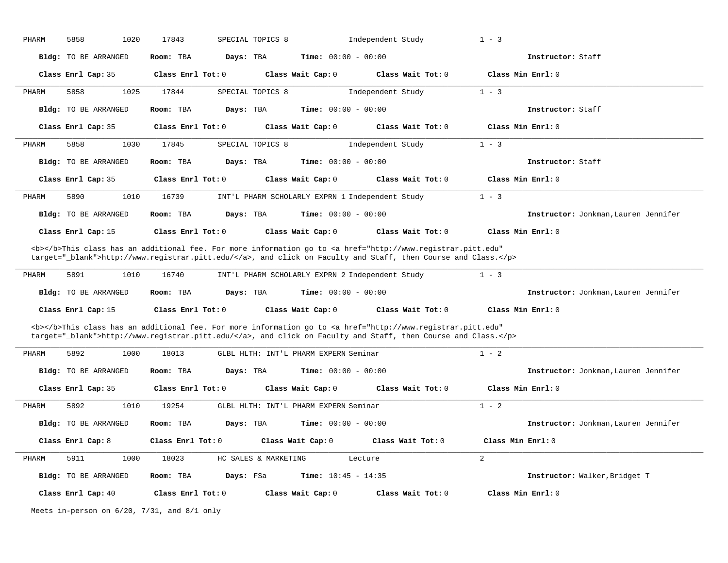PHARM 5858 1020 17843 SPECIAL TOPICS 8 Independent Study 1 - 3

**Bldg:** TO BE ARRANGED **Room:** TBA **Days:** TBA **Time:** 00:00 - 00:00 **Instructor:** Staff

**Class Enrl Cap:** 35 **Class Enrl Tot:** 0 **Class Wait Cap:** 0 **Class Wait Tot:** 0 **Class Min Enrl:** 0

---

PHARM 5858 1025 17844 SPECIAL TOPICS 8 Independent Study 1 - 3

**Bldg:** TO BE ARRANGED **Room:** TBA **Days:** TBA **Time:** 00:00 - 00:00 **Instructor:** Staff

**Class Enrl Cap:** 35 **Class Enrl Tot:** 0 **Class Wait Cap:** 0 **Class Wait Tot:** 0 **Class Min Enrl:** 0

---

PHARM 5858 1030 17845 SPECIAL TOPICS 8 Independent Study 1 - 3

**Bldg:** TO BE ARRANGED **Room:** TBA **Days:** TBA **Time:** 00:00 - 00:00 **Instructor:** Staff

**Class Enrl Cap:** 35 **Class Enrl Tot:** 0 **Class Wait Cap:** 0 **Class Wait Tot:** 0 **Class Min Enrl:** 0

---

PHARM 5890 1010 16739 INT'L PHARM SCHOLARLY EXPRN 1 Independent Study 1 - 3

**Bldg:** TO BE ARRANGED **Room:** TBA **Days:** TBA **Time:** 00:00 - 00:00 **Instructor:** Jonkman,Lauren Jennifer

**Class Enrl Cap:** 15 **Class Enrl Tot:** 0 **Class Wait Cap:** 0 **Class Wait Tot:** 0 **Class Min Enrl:** 0

<b></b>This class has an additional fee. For more information go to <a href="http://www.registrar.pitt.edu" target="_blank">http://www.registrar.pitt.edu/</a>, and click on Faculty and Staff, then Course and Class.</p>

---

PHARM 5891 1010 16740 INT'L PHARM SCHOLARLY EXPRN 2 Independent Study 1 - 3

**Bldg:** TO BE ARRANGED **Room:** TBA **Days:** TBA **Time:** 00:00 - 00:00 **Instructor:** Jonkman,Lauren Jennifer

**Class Enrl Cap:** 15 **Class Enrl Tot:** 0 **Class Wait Cap:** 0 **Class Wait Tot:** 0 **Class Min Enrl:** 0

<b></b>This class has an additional fee. For more information go to <a href="http://www.registrar.pitt.edu" target="_blank">http://www.registrar.pitt.edu/</a>, and click on Faculty and Staff, then Course and Class.</p>

---

PHARM 5892 1000 18013 GLBL HLTH: INT'L PHARM EXPERN Seminar 1 - 2

**Bldg:** TO BE ARRANGED **Room:** TBA **Days:** TBA **Time:** 00:00 - 00:00 **Instructor:** Jonkman,Lauren Jennifer

**Class Enrl Cap:** 35 **Class Enrl Tot:** 0 **Class Wait Cap:** 0 **Class Wait Tot:** 0 **Class Min Enrl:** 0

---

PHARM 5892 1010 19254 GLBL HLTH: INT'L PHARM EXPERN Seminar 1 - 2

**Bldg:** TO BE ARRANGED **Room:** TBA **Days:** TBA **Time:** 00:00 - 00:00 **Instructor:** Jonkman,Lauren Jennifer

**Class Enrl Cap:** 8 **Class Enrl Tot:** 0 **Class Wait Cap:** 0 **Class Wait Tot:** 0 **Class Min Enrl:** 0

---

PHARM 5911 1000 18023 HC SALES & MARKETING Lecture 2

**Bldg:** TO BE ARRANGED **Room:** TBA **Days:** FSa **Time:** 10:45 - 14:35 **Instructor:** Walker,Bridget T

**Class Enrl Cap:** 40 **Class Enrl Tot:** 0 **Class Wait Cap:** 0 **Class Wait Tot:** 0 **Class Min Enrl:** 0

Meets in-person on 6/20, 7/31, and 8/1 only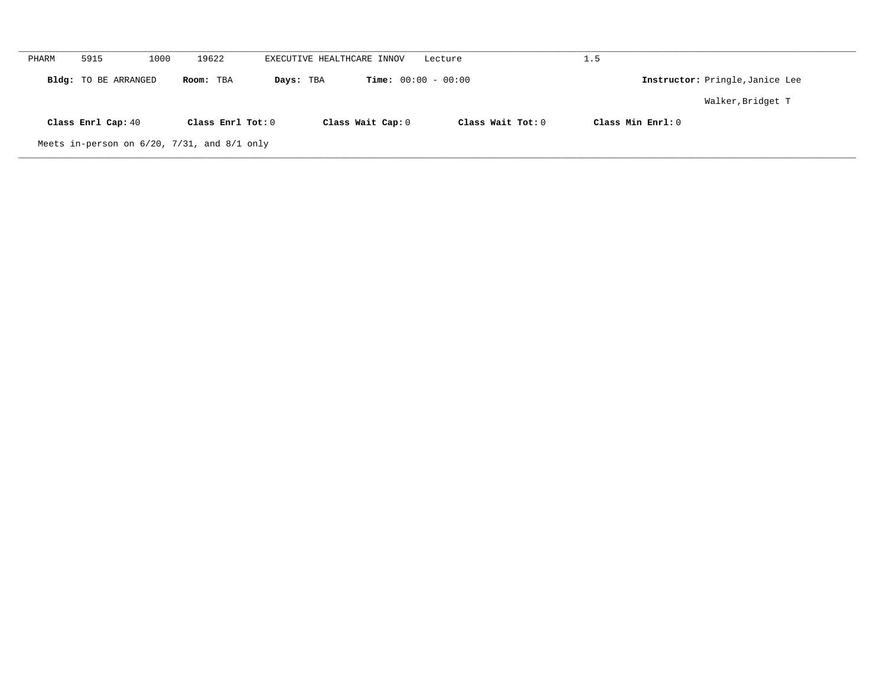PHARM 5915 1000 19622 EXECUTIVE HEALTHCARE INNOV Lecture 1.5

**Bldg:** TO BE ARRANGED **Room:** TBA **Days:** TBA **Time:** 00:00 - 00:00 **Instructor:** Pringle,Janice Lee

Walker,Bridget T

**Class Enrl Cap:** 40 **Class Enrl Tot:** 0 **Class Wait Cap:** 0 **Class Wait Tot:** 0 **Class Min Enrl:** 0

Meets in-person on 6/20, 7/31, and 8/1 only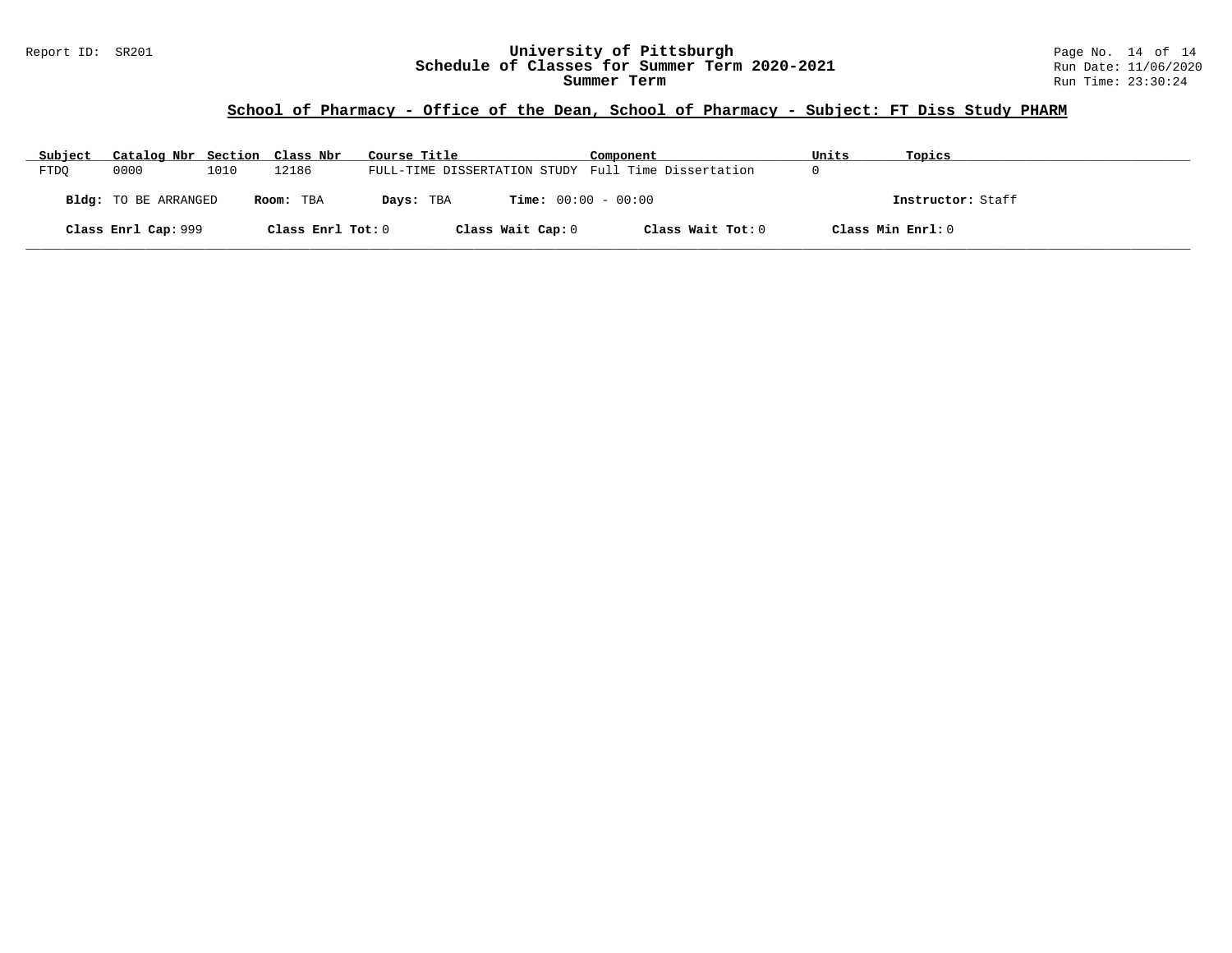## School of Pharmacy - Office of the Dean, School of Pharmacy - Subject: FT Diss Study PHARM

| Subject | Catalog Nbr | Section | Class Nbr | Course Title | Component | Units | Topics |
|---|---|---|---|---|---|---|---|
| FTDQ | 0000 | 1010 | 12186 | FULL-TIME DISSERTATION STUDY | Full Time Dissertation | 0 | |

**Bldg:** TO BE ARRANGED **Room:** TBA **Days:** TBA **Time:** 00:00 - 00:00 **Instructor:** Staff

**Class Enrl Cap:** 999 **Class Enrl Tot:** 0 **Class Wait Cap:** 0 **Class Wait Tot:** 0 **Class Min Enrl:** 0